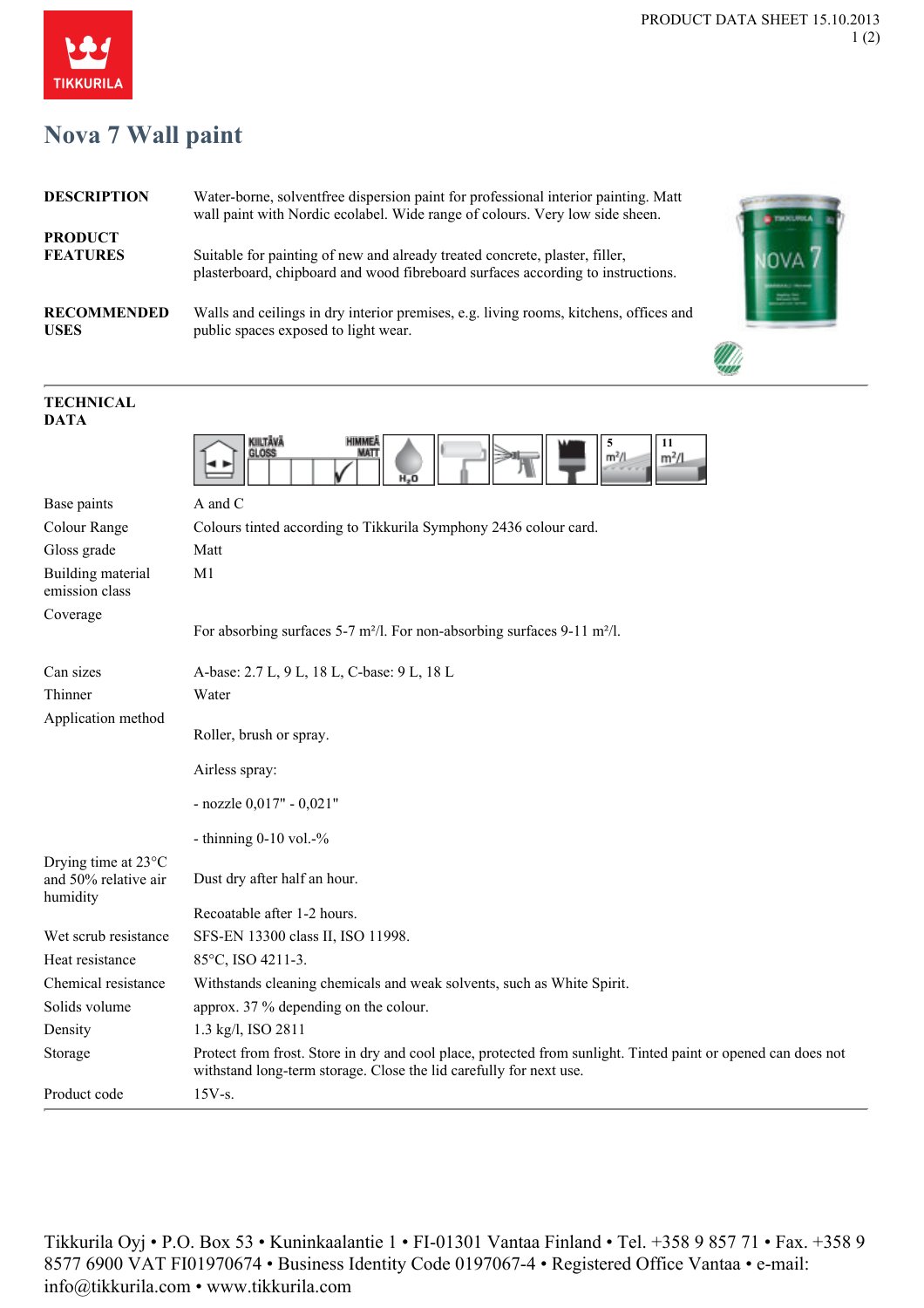# Nova 7 Wall paint

**DESCRIPTION**
Water-borne, solventfree dispersion paint for professional interior painting. Matt wall paint with Nordic ecolabel. Wide range of colours. Very low side sheen.

**PRODUCT FEATURES**
Suitable for painting of new and already treated concrete, plaster, filler, plasterboard, chipboard and wood fibreboard surfaces according to instructions.

**RECOMMENDED USES**
Walls and ceilings in dry interior premises, e.g. living rooms, kitchens, offices and public spaces exposed to light wear.

## TECHNICAL DATA

| | |
|---|---|
| Base paints | A and C |
| Colour Range | Colours tinted according to Tikkurila Symphony 2436 colour card. |
| Gloss grade | Matt |
| Building material emission class | M1 |
| Coverage | For absorbing surfaces 5-7 m²/l. For non-absorbing surfaces 9-11 m²/l. |
| Can sizes | A-base: 2.7 L, 9 L, 18 L, C-base: 9 L, 18 L |
| Thinner | Water |
| Application method | Roller, brush or spray.<br><br>Airless spray:<br><br>- nozzle 0,017" - 0,021"<br><br>- thinning 0-10 vol.-% |
| Drying time at 23°C and 50% relative air humidity | Dust dry after half an hour.<br><br>Recoatable after 1-2 hours. |
| Wet scrub resistance | SFS-EN 13300 class II, ISO 11998. |
| Heat resistance | 85°C, ISO 4211-3. |
| Chemical resistance | Withstands cleaning chemicals and weak solvents, such as White Spirit. |
| Solids volume | approx. 37 % depending on the colour. |
| Density | 1.3 kg/l, ISO 2811 |
| Storage | Protect from frost. Store in dry and cool place, protected from sunlight. Tinted paint or opened can does not withstand long-term storage. Close the lid carefully for next use. |
| Product code | 15V-s. |

Tikkurila Oyj • P.O. Box 53 • Kuninkaalantie 1 • FI-01301 Vantaa Finland • Tel. +358 9 857 71 • Fax. +358 9 8577 6900 VAT FI01970674 • Business Identity Code 0197067-4 • Registered Office Vantaa • e-mail: info@tikkurila.com • www.tikkurila.com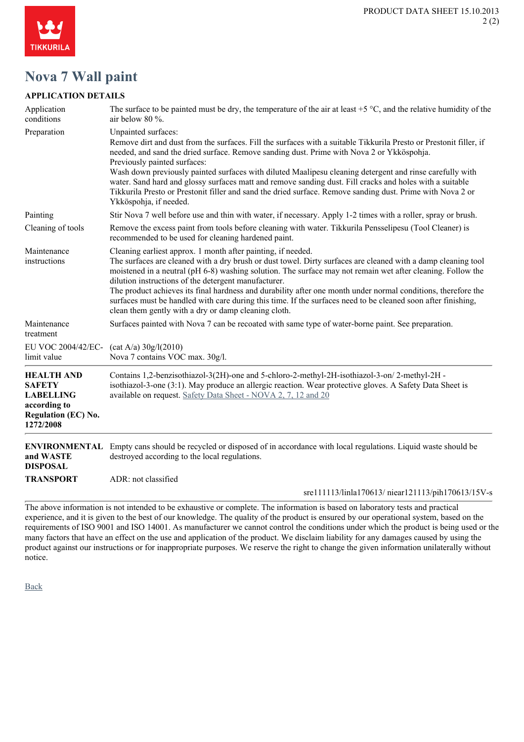# Nova 7 Wall paint

## APPLICATION DETAILS

| | |
|---|---|
| Application conditions | The surface to be painted must be dry, the temperature of the air at least +5 °C, and the relative humidity of the air below 80 %. |
| Preparation | Unpainted surfaces:<br>Remove dirt and dust from the surfaces. Fill the surfaces with a suitable Tikkurila Presto or Prestonit filler, if needed, and sand the dried surface. Remove sanding dust. Prime with Nova 2 or Ykköspohja.<br>Previously painted surfaces:<br>Wash down previously painted surfaces with diluted Maalipesu cleaning detergent and rinse carefully with water. Sand hard and glossy surfaces matt and remove sanding dust. Fill cracks and holes with a suitable Tikkurila Presto or Prestonit filler and sand the dried surface. Remove sanding dust. Prime with Nova 2 or Ykköspohja, if needed. |
| Painting | Stir Nova 7 well before use and thin with water, if necessary. Apply 1-2 times with a roller, spray or brush. |
| Cleaning of tools | Remove the excess paint from tools before cleaning with water. Tikkurila Pensselipesu (Tool Cleaner) is recommended to be used for cleaning hardened paint. |
| Maintenance instructions | Cleaning earliest approx. 1 month after painting, if needed.<br>The surfaces are cleaned with a dry brush or dust towel. Dirty surfaces are cleaned with a damp cleaning tool moistened in a neutral (pH 6-8) washing solution. The surface may not remain wet after cleaning. Follow the dilution instructions of the detergent manufacturer.<br>The product achieves its final hardness and durability after one month under normal conditions, therefore the surfaces must be handled with care during this time. If the surfaces need to be cleaned soon after finishing, clean them gently with a dry or damp cleaning cloth. |
| Maintenance treatment | Surfaces painted with Nova 7 can be recoated with same type of water-borne paint. See preparation. |
| EU VOC 2004/42/EC-limit value | (cat A/a) 30g/l(2010)<br>Nova 7 contains VOC max. 30g/l. |
| **HEALTH AND SAFETY LABELLING according to Regulation (EC) No. 1272/2008** | Contains 1,2-benzisothiazol-3(2H)-one and 5-chloro-2-methyl-2H-isothiazol-3-on/ 2-methyl-2H -isothiazol-3-one (3:1). May produce an allergic reaction. Wear protective gloves. A Safety Data Sheet is available on request. Safety Data Sheet - NOVA 2, 7, 12 and 20 |
| **ENVIRONMENTAL and WASTE DISPOSAL** | Empty cans should be recycled or disposed of in accordance with local regulations. Liquid waste should be destroyed according to the local regulations. |
| **TRANSPORT** | ADR: not classified |

sre111113/linla170613/ niear121113/pih170613/15V-s

The above information is not intended to be exhaustive or complete. The information is based on laboratory tests and practical experience, and it is given to the best of our knowledge. The quality of the product is ensured by our operational system, based on the requirements of ISO 9001 and ISO 14001. As manufacturer we cannot control the conditions under which the product is being used or the many factors that have an effect on the use and application of the product. We disclaim liability for any damages caused by using the product against our instructions or for inappropriate purposes. We reserve the right to change the given information unilaterally without notice.

Back